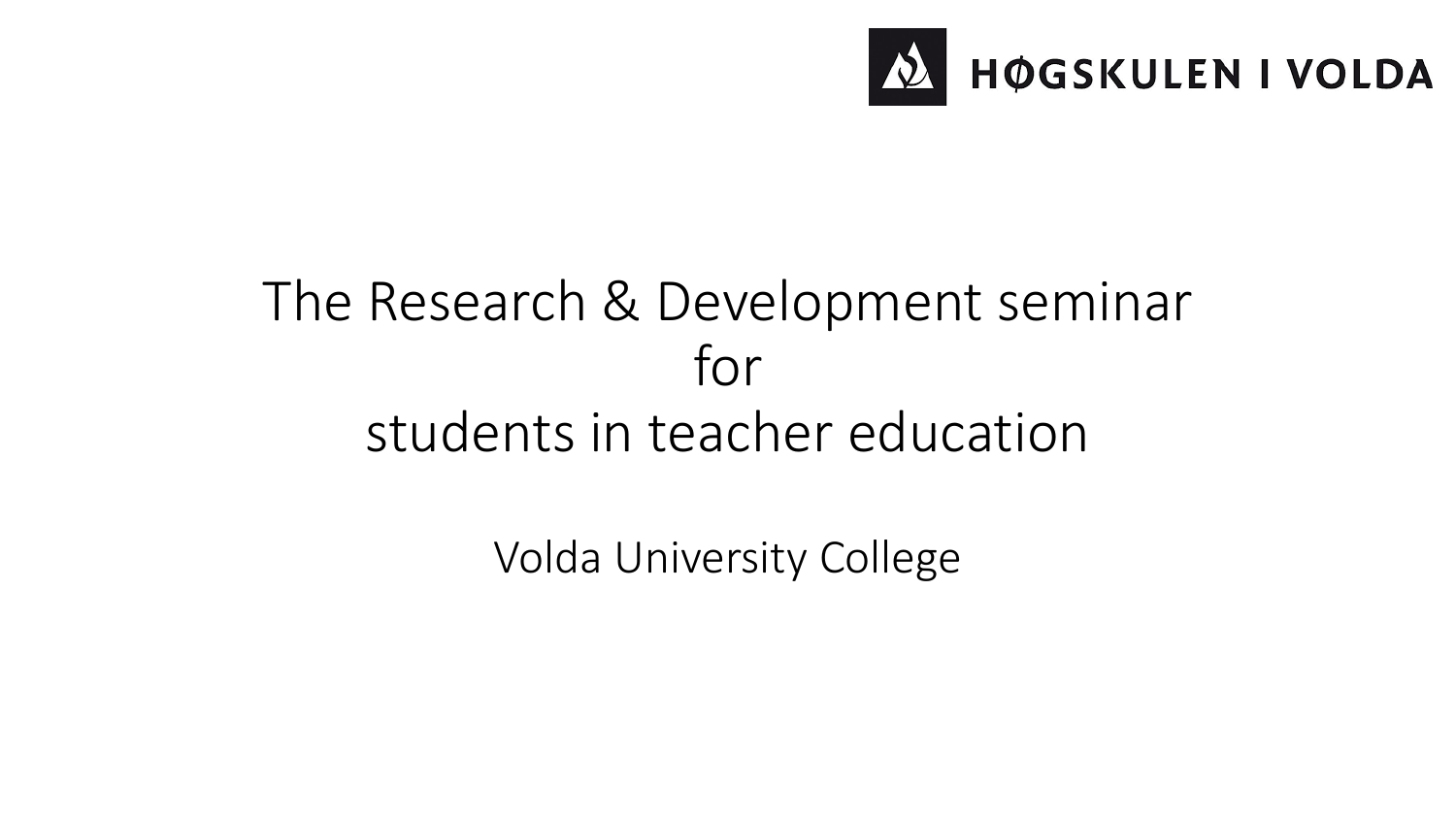HØGSKULEN I VOLDA

# The Research & Development seminar for students in teacher education

Volda University College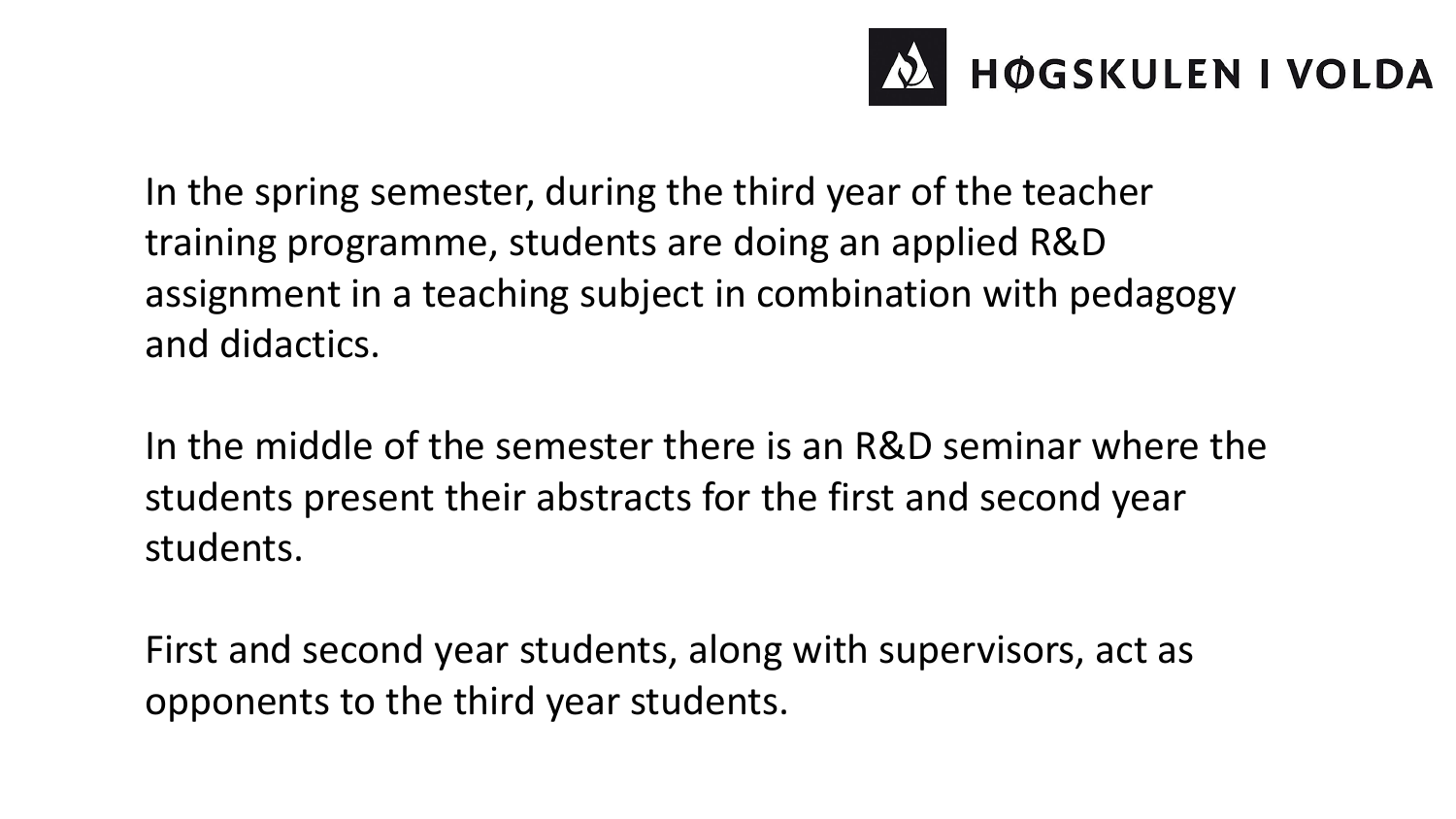In the spring semester, during the third year of the teacher training programme, students are doing an applied R&D assignment in a teaching subject in combination with pedagogy and didactics.

In the middle of the semester there is an R&D seminar where the students present their abstracts for the first and second year students.

First and second year students, along with supervisors, act as opponents to the third year students.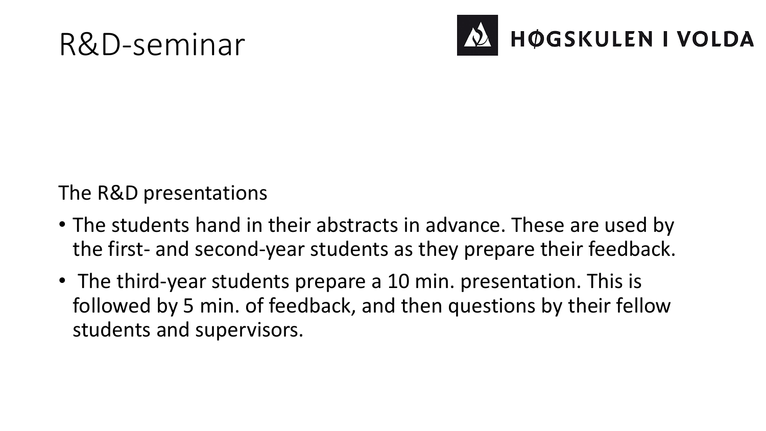# R&D-seminar

HØGSKULEN I VOLDA

The R&D presentations

- The students hand in their abstracts in advance. These are used by the first- and second-year students as they prepare their feedback.
- The third-year students prepare a 10 min. presentation. This is followed by 5 min. of feedback, and then questions by their fellow students and supervisors.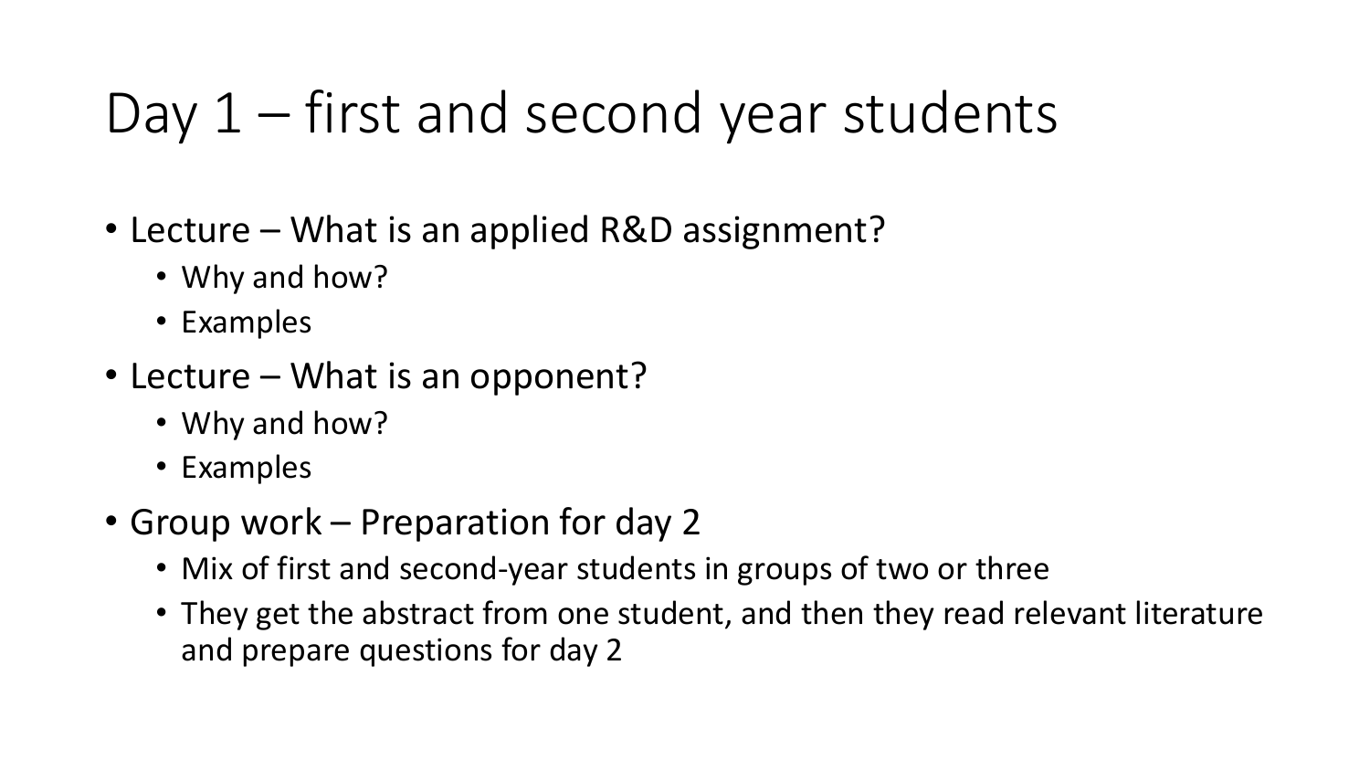# Day 1 – first and second year students

- Lecture – What is an applied R&D assignment?
  - Why and how?
  - Examples
- Lecture – What is an opponent?
  - Why and how?
  - Examples
- Group work – Preparation for day 2
  - Mix of first and second-year students in groups of two or three
  - They get the abstract from one student, and then they read relevant literature and prepare questions for day 2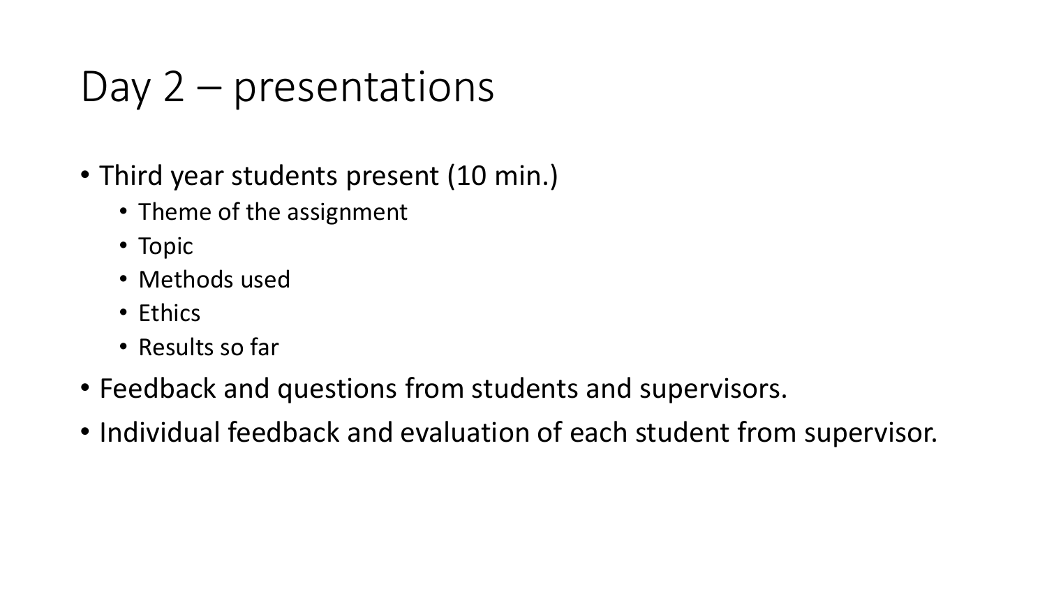# Day 2 – presentations

- Third year students present (10 min.)
  - Theme of the assignment
  - Topic
  - Methods used
  - Ethics
  - Results so far
- Feedback and questions from students and supervisors.
- Individual feedback and evaluation of each student from supervisor.